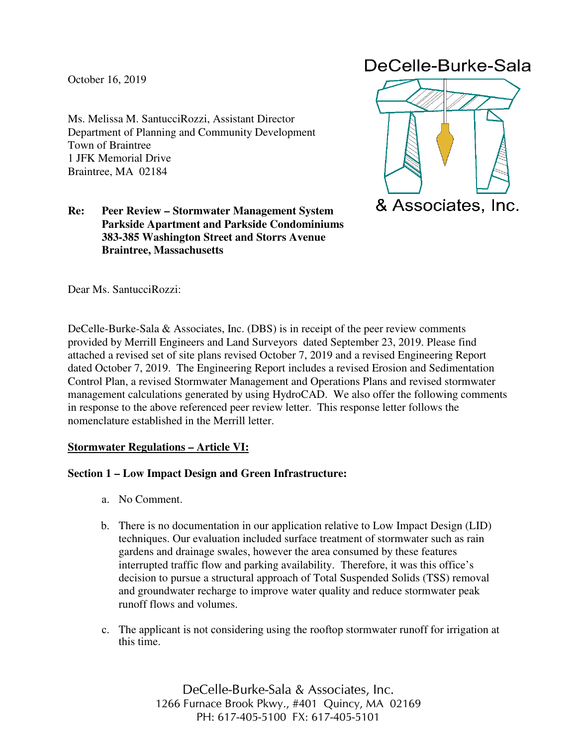October 16, 2019

DeCelle-Burke-Sala & Associates, Inc.

Ms. Melissa M. SantucciRozzi, Assistant Director
Department of Planning and Community Development
Town of Braintree
1 JFK Memorial Drive
Braintree, MA 02184

**Re: Peer Review – Stormwater Management System**
**Parkside Apartment and Parkside Condominiums**
**383-385 Washington Street and Storrs Avenue**
**Braintree, Massachusetts**

Dear Ms. SantucciRozzi:

DeCelle-Burke-Sala & Associates, Inc. (DBS) is in receipt of the peer review comments provided by Merrill Engineers and Land Surveyors dated September 23, 2019. Please find attached a revised set of site plans revised October 7, 2019 and a revised Engineering Report dated October 7, 2019. The Engineering Report includes a revised Erosion and Sedimentation Control Plan, a revised Stormwater Management and Operations Plans and revised stormwater management calculations generated by using HydroCAD. We also offer the following comments in response to the above referenced peer review letter. This response letter follows the nomenclature established in the Merrill letter.

**<u>Stormwater Regulations – Article VI:</u>**

**Section 1 – Low Impact Design and Green Infrastructure:**

a. No Comment.

b. There is no documentation in our application relative to Low Impact Design (LID) techniques. Our evaluation included surface treatment of stormwater such as rain gardens and drainage swales, however the area consumed by these features interrupted traffic flow and parking availability. Therefore, it was this office's decision to pursue a structural approach of Total Suspended Solids (TSS) removal and groundwater recharge to improve water quality and reduce stormwater peak runoff flows and volumes.

c. The applicant is not considering using the rooftop stormwater runoff for irrigation at this time.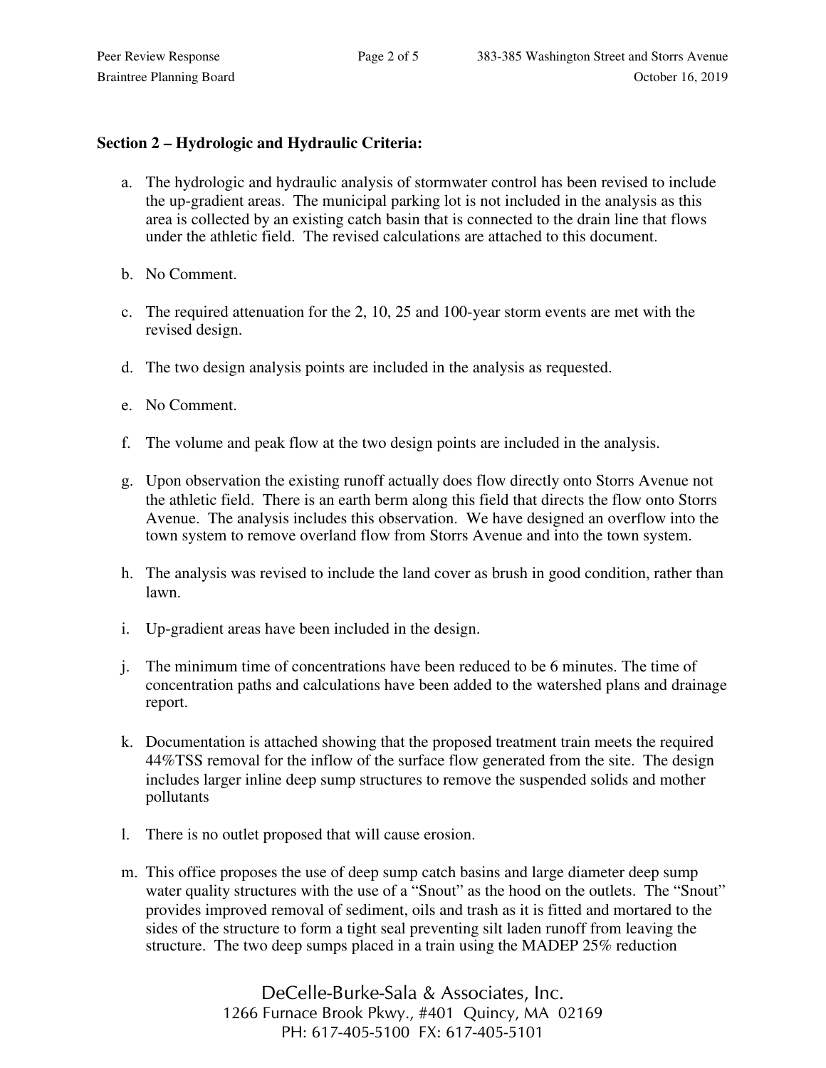**Section 2 – Hydrologic and Hydraulic Criteria:**

a. The hydrologic and hydraulic analysis of stormwater control has been revised to include the up-gradient areas. The municipal parking lot is not included in the analysis as this area is collected by an existing catch basin that is connected to the drain line that flows under the athletic field. The revised calculations are attached to this document.

b. No Comment.

c. The required attenuation for the 2, 10, 25 and 100-year storm events are met with the revised design.

d. The two design analysis points are included in the analysis as requested.

e. No Comment.

f. The volume and peak flow at the two design points are included in the analysis.

g. Upon observation the existing runoff actually does flow directly onto Storrs Avenue not the athletic field. There is an earth berm along this field that directs the flow onto Storrs Avenue. The analysis includes this observation. We have designed an overflow into the town system to remove overland flow from Storrs Avenue and into the town system.

h. The analysis was revised to include the land cover as brush in good condition, rather than lawn.

i. Up-gradient areas have been included in the design.

j. The minimum time of concentrations have been reduced to be 6 minutes. The time of concentration paths and calculations have been added to the watershed plans and drainage report.

k. Documentation is attached showing that the proposed treatment train meets the required 44%TSS removal for the inflow of the surface flow generated from the site. The design includes larger inline deep sump structures to remove the suspended solids and mother pollutants

l. There is no outlet proposed that will cause erosion.

m. This office proposes the use of deep sump catch basins and large diameter deep sump water quality structures with the use of a "Snout" as the hood on the outlets. The "Snout" provides improved removal of sediment, oils and trash as it is fitted and mortared to the sides of the structure to form a tight seal preventing silt laden runoff from leaving the structure. The two deep sumps placed in a train using the MADEP 25% reduction

DeCelle-Burke-Sala & Associates, Inc.
1266 Furnace Brook Pkwy., #401 Quincy, MA 02169
PH: 617-405-5100 FX: 617-405-5101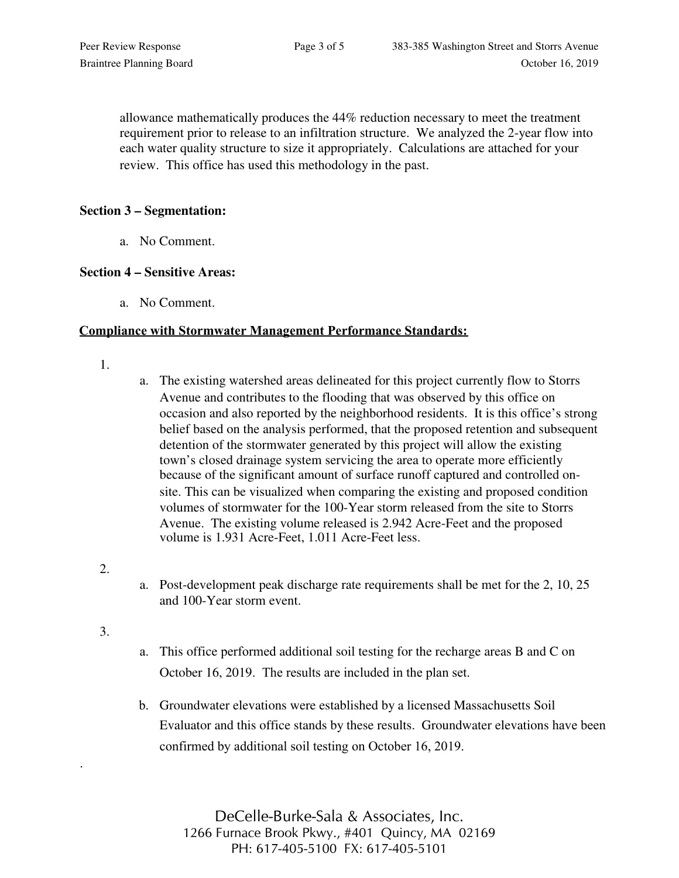allowance mathematically produces the 44% reduction necessary to meet the treatment requirement prior to release to an infiltration structure. We analyzed the 2-year flow into each water quality structure to size it appropriately. Calculations are attached for your review. This office has used this methodology in the past.

**Section 3 – Segmentation:**

a. No Comment.

**Section 4 – Sensitive Areas:**

a. No Comment.

**<u>Compliance with Stormwater Management Performance Standards:</u>**

1.
   a. The existing watershed areas delineated for this project currently flow to Storrs Avenue and contributes to the flooding that was observed by this office on occasion and also reported by the neighborhood residents. It is this office's strong belief based on the analysis performed, that the proposed retention and subsequent detention of the stormwater generated by this project will allow the existing town's closed drainage system servicing the area to operate more efficiently because of the significant amount of surface runoff captured and controlled on-site. This can be visualized when comparing the existing and proposed condition volumes of stormwater for the 100-Year storm released from the site to Storrs Avenue. The existing volume released is 2.942 Acre-Feet and the proposed volume is 1.931 Acre-Feet, 1.011 Acre-Feet less.

2.
   a. Post-development peak discharge rate requirements shall be met for the 2, 10, 25 and 100-Year storm event.

3.
   a. This office performed additional soil testing for the recharge areas B and C on October 16, 2019. The results are included in the plan set.

   b. Groundwater elevations were established by a licensed Massachusetts Soil Evaluator and this office stands by these results. Groundwater elevations have been confirmed by additional soil testing on October 16, 2019.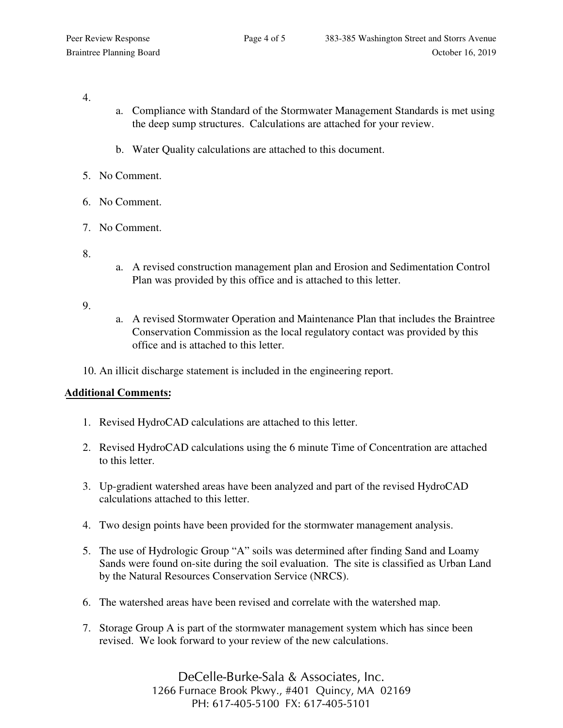4.
    a. Compliance with Standard of the Stormwater Management Standards is met using the deep sump structures. Calculations are attached for your review.

    b. Water Quality calculations are attached to this document.

5. No Comment.

6. No Comment.

7. No Comment.

8.
    a. A revised construction management plan and Erosion and Sedimentation Control Plan was provided by this office and is attached to this letter.

9.
    a. A revised Stormwater Operation and Maintenance Plan that includes the Braintree Conservation Commission as the local regulatory contact was provided by this office and is attached to this letter.

10. An illicit discharge statement is included in the engineering report.

**Additional Comments:**

1. Revised HydroCAD calculations are attached to this letter.

2. Revised HydroCAD calculations using the 6 minute Time of Concentration are attached to this letter.

3. Up-gradient watershed areas have been analyzed and part of the revised HydroCAD calculations attached to this letter.

4. Two design points have been provided for the stormwater management analysis.

5. The use of Hydrologic Group "A" soils was determined after finding Sand and Loamy Sands were found on-site during the soil evaluation. The site is classified as Urban Land by the Natural Resources Conservation Service (NRCS).

6. The watershed areas have been revised and correlate with the watershed map.

7. Storage Group A is part of the stormwater management system which has since been revised. We look forward to your review of the new calculations.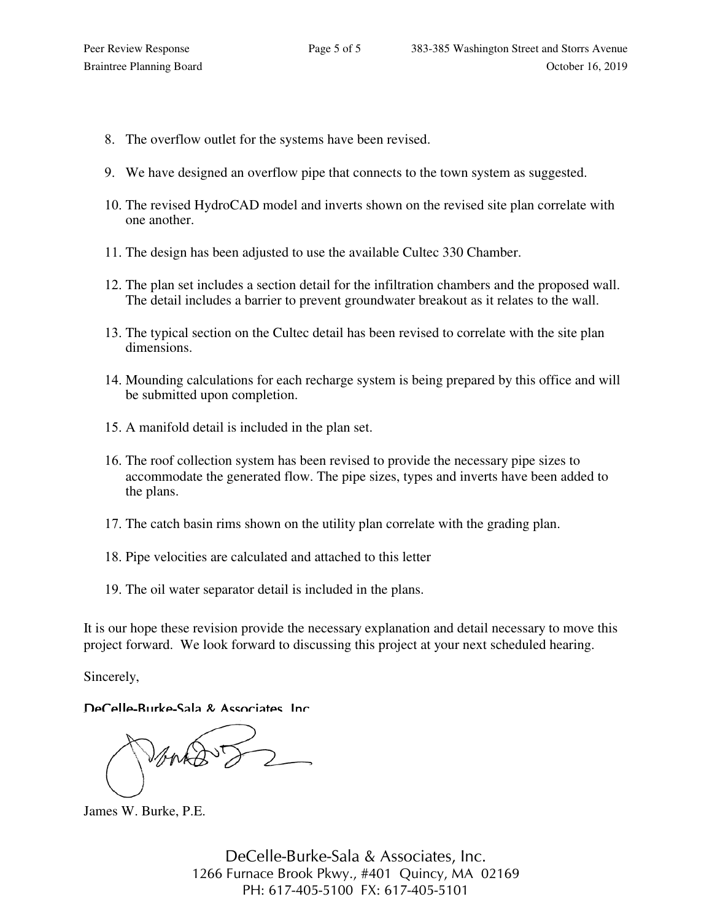8. The overflow outlet for the systems have been revised.

9. We have designed an overflow pipe that connects to the town system as suggested.

10. The revised HydroCAD model and inverts shown on the revised site plan correlate with one another.

11. The design has been adjusted to use the available Cultec 330 Chamber.

12. The plan set includes a section detail for the infiltration chambers and the proposed wall. The detail includes a barrier to prevent groundwater breakout as it relates to the wall.

13. The typical section on the Cultec detail has been revised to correlate with the site plan dimensions.

14. Mounding calculations for each recharge system is being prepared by this office and will be submitted upon completion.

15. A manifold detail is included in the plan set.

16. The roof collection system has been revised to provide the necessary pipe sizes to accommodate the generated flow. The pipe sizes, types and inverts have been added to the plans.

17. The catch basin rims shown on the utility plan correlate with the grading plan.

18. Pipe velocities are calculated and attached to this letter

19. The oil water separator detail is included in the plans.

It is our hope these revision provide the necessary explanation and detail necessary to move this project forward. We look forward to discussing this project at your next scheduled hearing.

Sincerely,

DeCelle-Burke-Sala & Associates, Inc.

James W. Burke, P.E.

DeCelle-Burke-Sala & Associates, Inc.
1266 Furnace Brook Pkwy., #401 Quincy, MA 02169
PH: 617-405-5100 FX: 617-405-5101